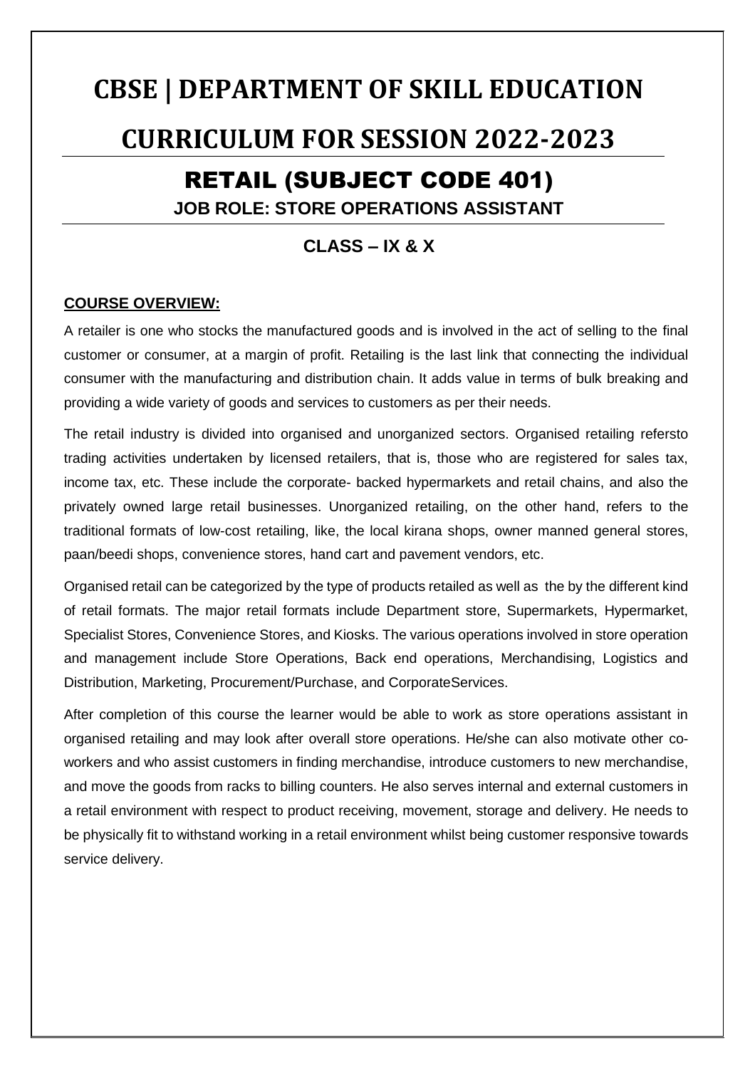# CBSE | DEPARTMENT OF SKILL EDUCATION

# CURRICULUM FOR SESSION 2022-2023

## RETAIL (SUBJECT CODE 401)

**JOB ROLE: STORE OPERATIONS ASSISTANT**

**CLASS – IX & X**

**COURSE OVERVIEW:**

A retailer is one who stocks the manufactured goods and is involved in the act of selling to the final customer or consumer, at a margin of profit. Retailing is the last link that connecting the individual consumer with the manufacturing and distribution chain. It adds value in terms of bulk breaking and providing a wide variety of goods and services to customers as per their needs.

The retail industry is divided into organised and unorganized sectors. Organised retailing refersto trading activities undertaken by licensed retailers, that is, those who are registered for sales tax, income tax, etc. These include the corporate- backed hypermarkets and retail chains, and also the privately owned large retail businesses. Unorganized retailing, on the other hand, refers to the traditional formats of low-cost retailing, like, the local kirana shops, owner manned general stores, paan/beedi shops, convenience stores, hand cart and pavement vendors, etc.

Organised retail can be categorized by the type of products retailed as well as the by the different kind of retail formats. The major retail formats include Department store, Supermarkets, Hypermarket, Specialist Stores, Convenience Stores, and Kiosks. The various operations involved in store operation and management include Store Operations, Back end operations, Merchandising, Logistics and Distribution, Marketing, Procurement/Purchase, and CorporateServices.

After completion of this course the learner would be able to work as store operations assistant in organised retailing and may look after overall store operations. He/she can also motivate other co-workers and who assist customers in finding merchandise, introduce customers to new merchandise, and move the goods from racks to billing counters. He also serves internal and external customers in a retail environment with respect to product receiving, movement, storage and delivery. He needs to be physically fit to withstand working in a retail environment whilst being customer responsive towards service delivery.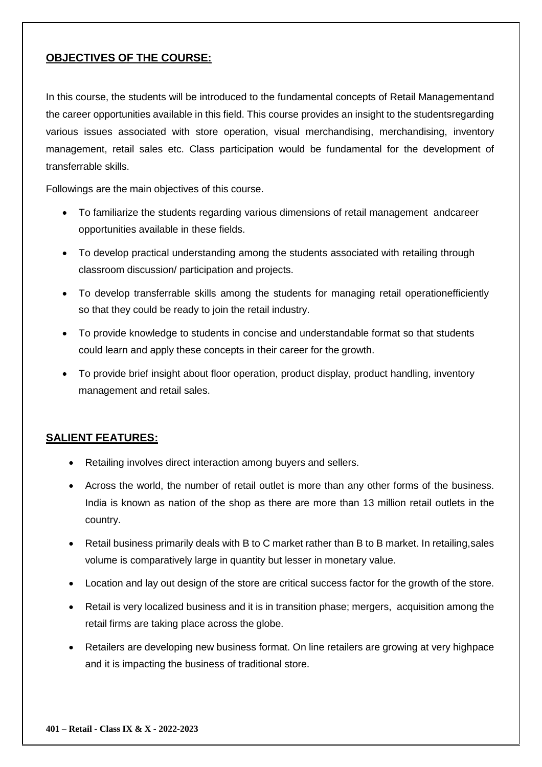## OBJECTIVES OF THE COURSE:

In this course, the students will be introduced to the fundamental concepts of Retail Managementand the career opportunities available in this field. This course provides an insight to the studentsregarding various issues associated with store operation, visual merchandising, merchandising, inventory management, retail sales etc. Class participation would be fundamental for the development of transferrable skills.

Followings are the main objectives of this course.

- To familiarize the students regarding various dimensions of retail management andcareer opportunities available in these fields.
- To develop practical understanding among the students associated with retailing through classroom discussion/ participation and projects.
- To develop transferrable skills among the students for managing retail operationefficiently so that they could be ready to join the retail industry.
- To provide knowledge to students in concise and understandable format so that students could learn and apply these concepts in their career for the growth.
- To provide brief insight about floor operation, product display, product handling, inventory management and retail sales.

## SALIENT FEATURES:

- Retailing involves direct interaction among buyers and sellers.
- Across the world, the number of retail outlet is more than any other forms of the business. India is known as nation of the shop as there are more than 13 million retail outlets in the country.
- Retail business primarily deals with B to C market rather than B to B market. In retailing,sales volume is comparatively large in quantity but lesser in monetary value.
- Location and lay out design of the store are critical success factor for the growth of the store.
- Retail is very localized business and it is in transition phase; mergers, acquisition among the retail firms are taking place across the globe.
- Retailers are developing new business format. On line retailers are growing at very highpace and it is impacting the business of traditional store.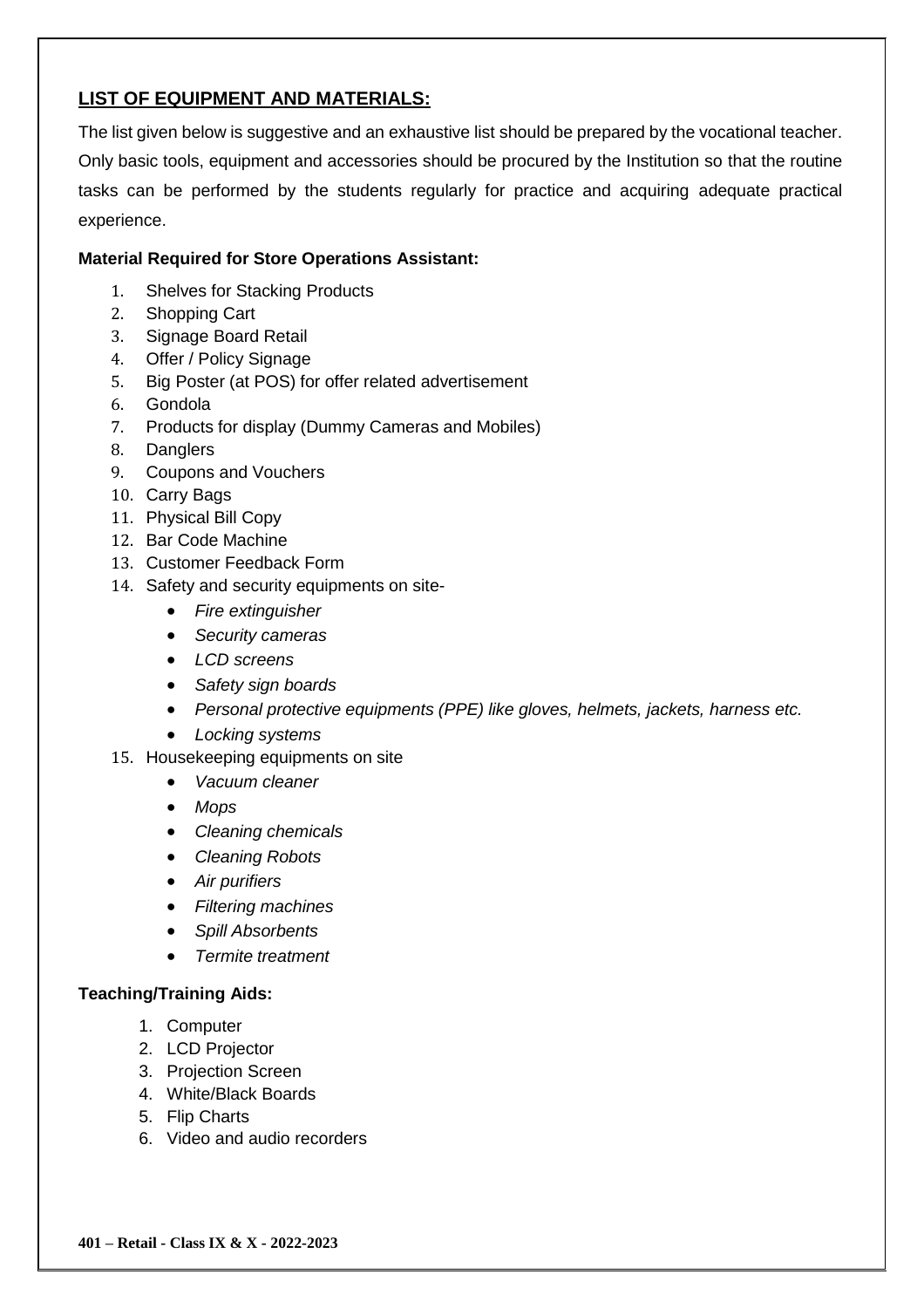## LIST OF EQUIPMENT AND MATERIALS:

The list given below is suggestive and an exhaustive list should be prepared by the vocational teacher. Only basic tools, equipment and accessories should be procured by the Institution so that the routine tasks can be performed by the students regularly for practice and acquiring adequate practical experience.

**Material Required for Store Operations Assistant:**

1. Shelves for Stacking Products
2. Shopping Cart
3. Signage Board Retail
4. Offer / Policy Signage
5. Big Poster (at POS) for offer related advertisement
6. Gondola
7. Products for display (Dummy Cameras and Mobiles)
8. Danglers
9. Coupons and Vouchers
10. Carry Bags
11. Physical Bill Copy
12. Bar Code Machine
13. Customer Feedback Form
14. Safety and security equipments on site-
    - *Fire extinguisher*
    - *Security cameras*
    - *LCD screens*
    - *Safety sign boards*
    - *Personal protective equipments (PPE) like gloves, helmets, jackets, harness etc.*
    - *Locking systems*
15. Housekeeping equipments on site
    - *Vacuum cleaner*
    - *Mops*
    - *Cleaning chemicals*
    - *Cleaning Robots*
    - *Air purifiers*
    - *Filtering machines*
    - *Spill Absorbents*
    - *Termite treatment*

**Teaching/Training Aids:**

1. Computer
2. LCD Projector
3. Projection Screen
4. White/Black Boards
5. Flip Charts
6. Video and audio recorders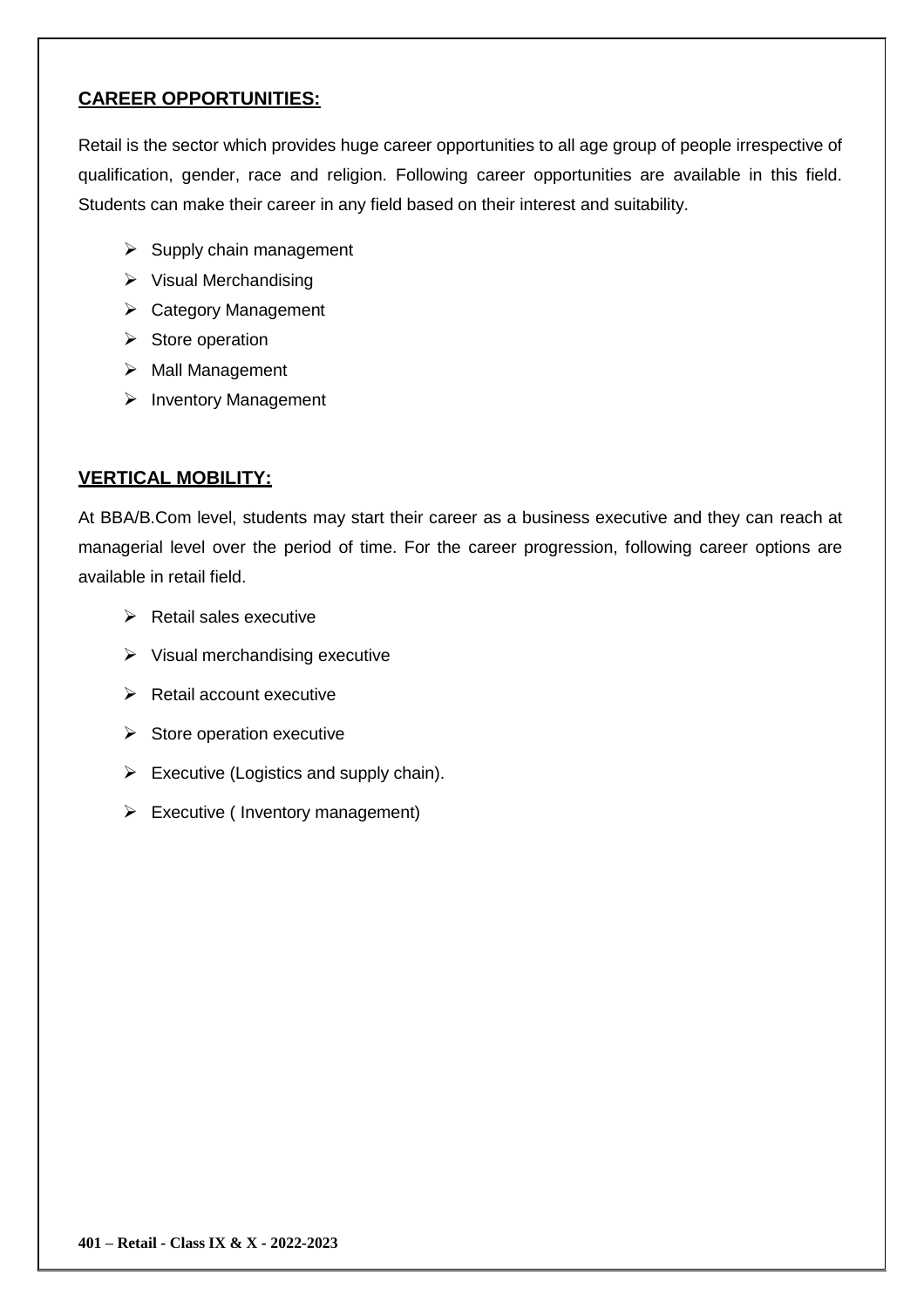**CAREER OPPORTUNITIES:**

Retail is the sector which provides huge career opportunities to all age group of people irrespective of qualification, gender, race and religion. Following career opportunities are available in this field. Students can make their career in any field based on their interest and suitability.

- Supply chain management
- Visual Merchandising
- Category Management
- Store operation
- Mall Management
- Inventory Management

**VERTICAL MOBILITY:**

At BBA/B.Com level, students may start their career as a business executive and they can reach at managerial level over the period of time. For the career progression, following career options are available in retail field.

- Retail sales executive
- Visual merchandising executive
- Retail account executive
- Store operation executive
- Executive (Logistics and supply chain).
- Executive ( Inventory management)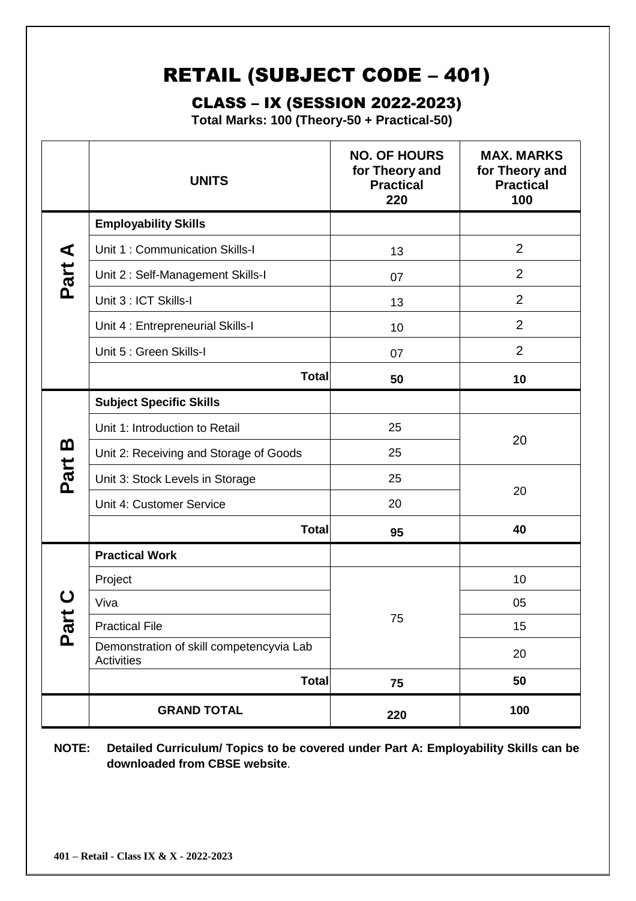# RETAIL (SUBJECT CODE – 401)

## CLASS – IX (SESSION 2022-2023)

**Total Marks: 100 (Theory-50 + Practical-50)**

| | **UNITS** | **NO. OF HOURS for Theory and Practical 220** | **MAX. MARKS for Theory and Practical 100** |
|---|---|---|---|
| **Part A** | **Employability Skills** | | |
| | Unit 1 : Communication Skills-I | 13 | 2 |
| | Unit 2 : Self-Management Skills-I | 07 | 2 |
| | Unit 3 : ICT Skills-I | 13 | 2 |
| | Unit 4 : Entrepreneurial Skills-I | 10 | 2 |
| | Unit 5 : Green Skills-I | 07 | 2 |
| | **Total** | **50** | **10** |
| **Part B** | **Subject Specific Skills** | | |
| | Unit 1: Introduction to Retail | 25 | 20 |
| | Unit 2: Receiving and Storage of Goods | 25 | |
| | Unit 3: Stock Levels in Storage | 25 | 20 |
| | Unit 4: Customer Service | 20 | |
| | **Total** | **95** | **40** |
| **Part C** | **Practical Work** | | |
| | Project | 75 | 10 |
| | Viva | | 05 |
| | Practical File | | 15 |
| | Demonstration of skill competencyvia Lab Activities | | 20 |
| | **Total** | **75** | **50** |
| | **GRAND TOTAL** | **220** | **100** |

**NOTE: Detailed Curriculum/ Topics to be covered under Part A: Employability Skills can be downloaded from CBSE website**.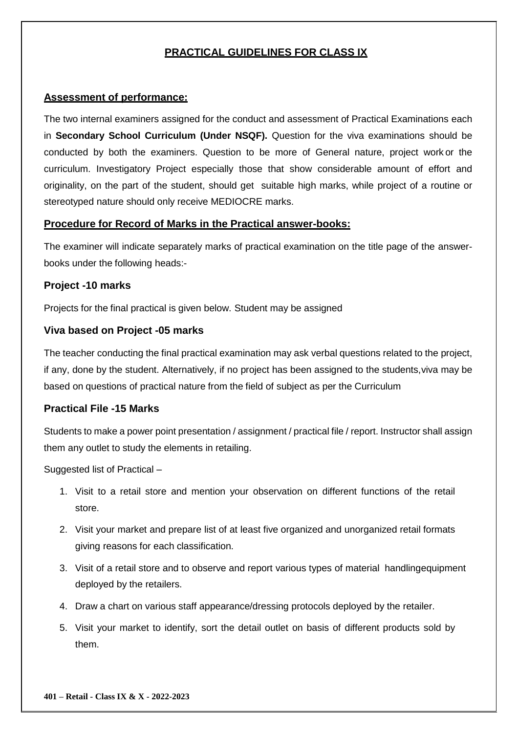# PRACTICAL GUIDELINES FOR CLASS IX

## Assessment of performance:

The two internal examiners assigned for the conduct and assessment of Practical Examinations each in **Secondary School Curriculum (Under NSQF).** Question for the viva examinations should be conducted by both the examiners. Question to be more of General nature, project work or the curriculum. Investigatory Project especially those that show considerable amount of effort and originality, on the part of the student, should get suitable high marks, while project of a routine or stereotyped nature should only receive MEDIOCRE marks.

## Procedure for Record of Marks in the Practical answer-books:

The examiner will indicate separately marks of practical examination on the title page of the answer-books under the following heads:-

### Project -10 marks

Projects for the final practical is given below. Student may be assigned

### Viva based on Project -05 marks

The teacher conducting the final practical examination may ask verbal questions related to the project, if any, done by the student. Alternatively, if no project has been assigned to the students,viva may be based on questions of practical nature from the field of subject as per the Curriculum

### Practical File -15 Marks

Students to make a power point presentation / assignment / practical file / report. Instructor shall assign them any outlet to study the elements in retailing.

Suggested list of Practical –

1. Visit to a retail store and mention your observation on different functions of the retail store.
2. Visit your market and prepare list of at least five organized and unorganized retail formats giving reasons for each classification.
3. Visit of a retail store and to observe and report various types of material handlingequipment deployed by the retailers.
4. Draw a chart on various staff appearance/dressing protocols deployed by the retailer.
5. Visit your market to identify, sort the detail outlet on basis of different products sold by them.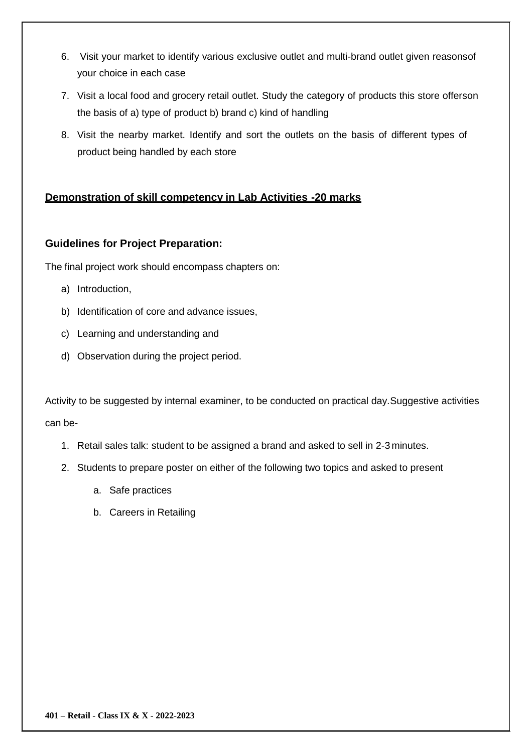6. Visit your market to identify various exclusive outlet and multi-brand outlet given reasonsof your choice in each case
7. Visit a local food and grocery retail outlet. Study the category of products this store offerson the basis of a) type of product b) brand c) kind of handling
8. Visit the nearby market. Identify and sort the outlets on the basis of different types of product being handled by each store

**Demonstration of skill competency in Lab Activities -20 marks**

**Guidelines for Project Preparation:**

The final project work should encompass chapters on:

a) Introduction,
b) Identification of core and advance issues,
c) Learning and understanding and
d) Observation during the project period.

Activity to be suggested by internal examiner, to be conducted on practical day.Suggestive activities can be-

1. Retail sales talk: student to be assigned a brand and asked to sell in 2-3 minutes.
2. Students to prepare poster on either of the following two topics and asked to present
    a. Safe practices
    b. Careers in Retailing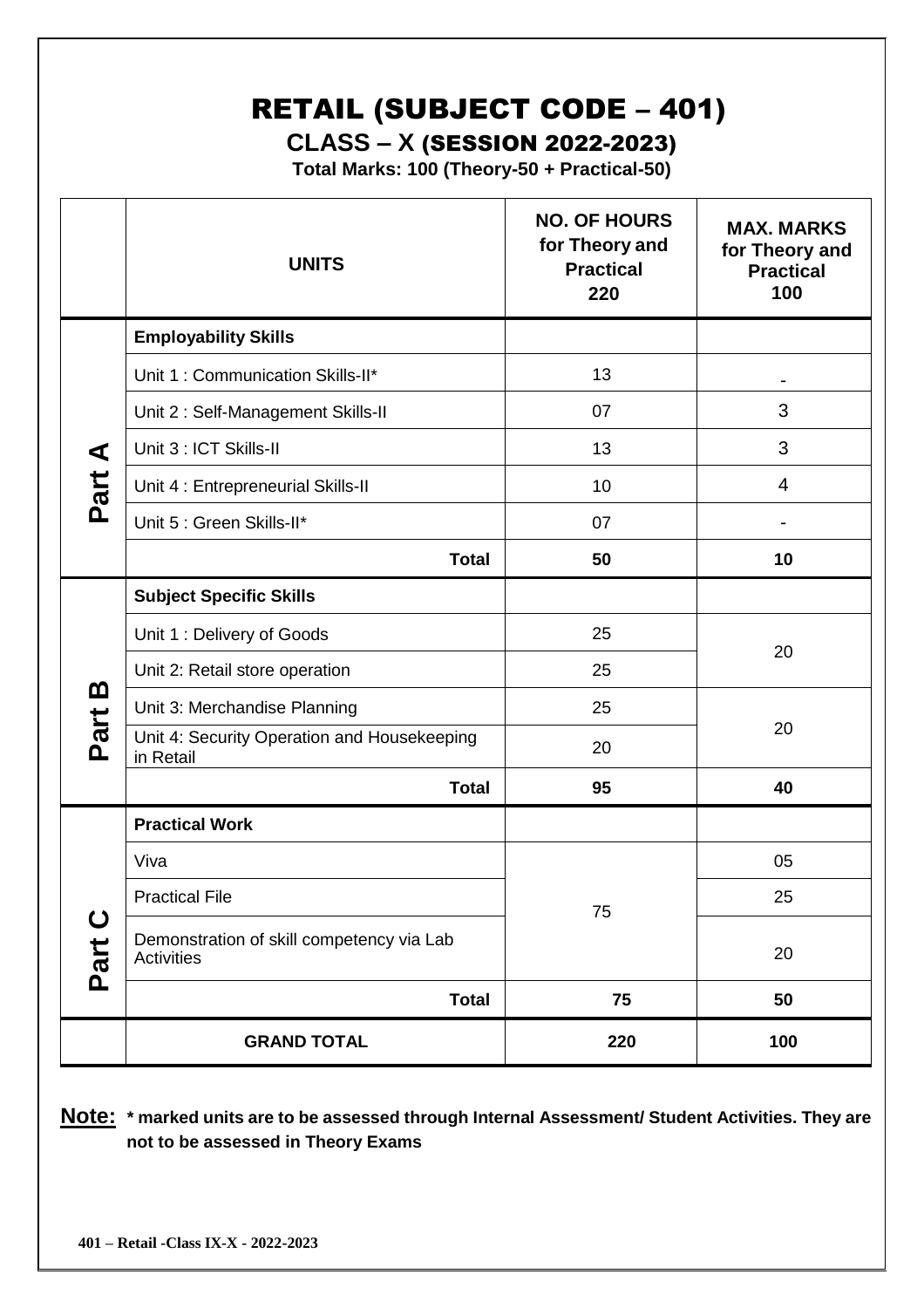# RETAIL (SUBJECT CODE – 401)

## CLASS – X (SESSION 2022-2023)

**Total Marks: 100 (Theory-50 + Practical-50)**

| | UNITS | NO. OF HOURS for Theory and Practical 220 | MAX. MARKS for Theory and Practical 100 |
|---|---|---|---|
| Part A | **Employability Skills** | | |
| | Unit 1 : Communication Skills-II* | 13 | - |
| | Unit 2 : Self-Management Skills-II | 07 | 3 |
| | Unit 3 : ICT Skills-II | 13 | 3 |
| | Unit 4 : Entrepreneurial Skills-II | 10 | 4 |
| | Unit 5 : Green Skills-II* | 07 | - |
| | **Total** | **50** | **10** |
| Part B | **Subject Specific Skills** | | |
| | Unit 1 : Delivery of Goods | 25 | 20 |
| | Unit 2: Retail store operation | 25 | |
| | Unit 3: Merchandise Planning | 25 | 20 |
| | Unit 4: Security Operation and Housekeeping in Retail | 20 | |
| | **Total** | **95** | **40** |
| Part C | **Practical Work** | | |
| | Viva | 75 | 05 |
| | Practical File | | 25 |
| | Demonstration of skill competency via Lab Activities | | 20 |
| | **Total** | **75** | **50** |
| | **GRAND TOTAL** | **220** | **100** |

**Note:** **\* marked units are to be assessed through Internal Assessment/ Student Activities. They are not to be assessed in Theory Exams**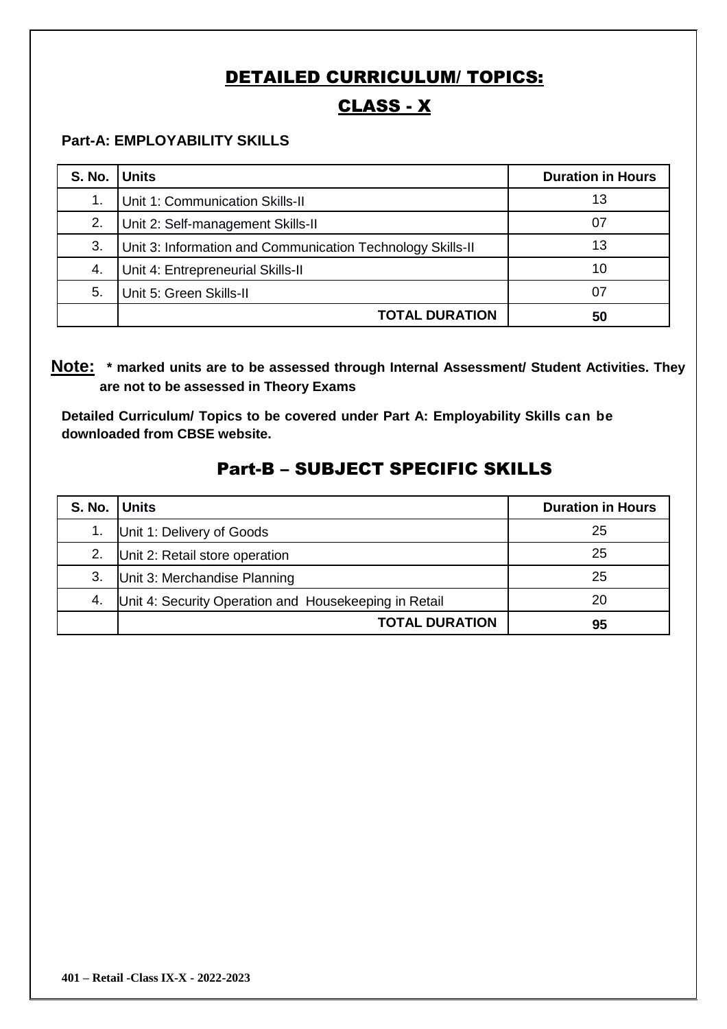# DETAILED CURRICULUM/ TOPICS:

## CLASS - X

**Part-A: EMPLOYABILITY SKILLS**

| S. No. | Units | Duration in Hours |
|---|---|---|
| 1. | Unit 1: Communication Skills-II | 13 |
| 2. | Unit 2: Self-management Skills-II | 07 |
| 3. | Unit 3: Information and Communication Technology Skills-II | 13 |
| 4. | Unit 4: Entrepreneurial Skills-II | 10 |
| 5. | Unit 5: Green Skills-II | 07 |
| | **TOTAL DURATION** | **50** |

**Note:** **\* marked units are to be assessed through Internal Assessment/ Student Activities. They are not to be assessed in Theory Exams**

**Detailed Curriculum/ Topics to be covered under Part A: Employability Skills can be downloaded from CBSE website.**

## Part-B – SUBJECT SPECIFIC SKILLS

| S. No. | Units | Duration in Hours |
|---|---|---|
| 1. | Unit 1: Delivery of Goods | 25 |
| 2. | Unit 2: Retail store operation | 25 |
| 3. | Unit 3: Merchandise Planning | 25 |
| 4. | Unit 4: Security Operation and Housekeeping in Retail | 20 |
| | **TOTAL DURATION** | **95** |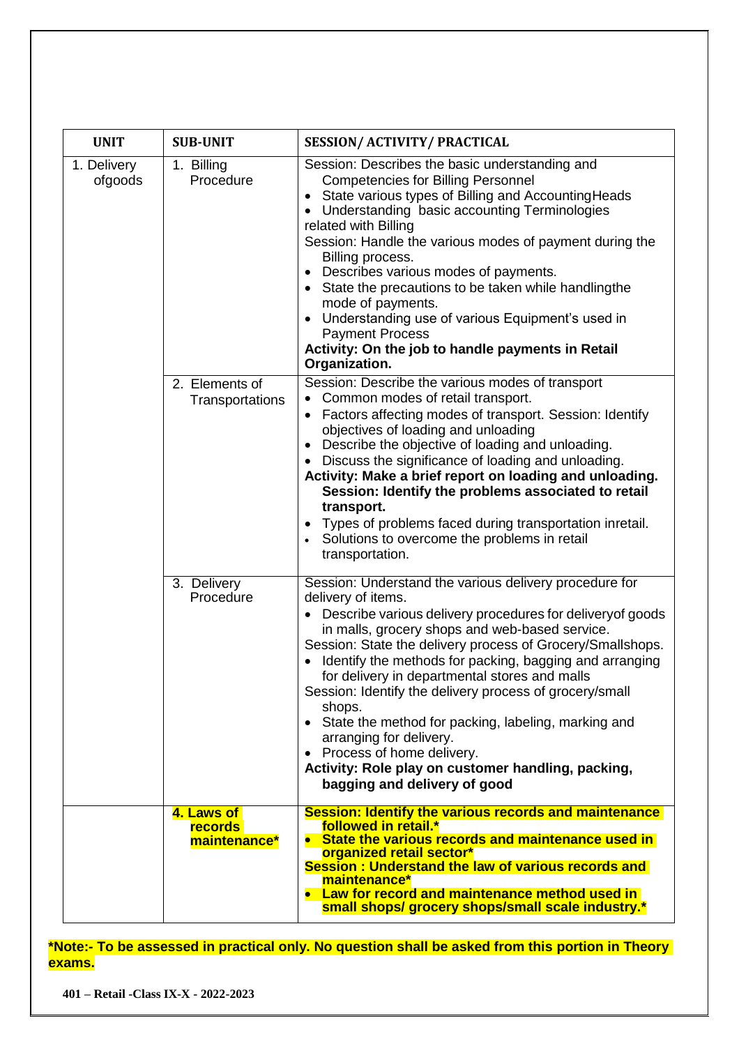| UNIT | SUB-UNIT | SESSION/ ACTIVITY/ PRACTICAL |
|---|---|---|
| 1. Delivery ofgoods | 1. Billing Procedure | Session: Describes the basic understanding and Competencies for Billing Personnel<br>• State various types of Billing and AccountingHeads<br>• Understanding basic accounting Terminologies related with Billing<br>Session: Handle the various modes of payment during the Billing process.<br>• Describes various modes of payments.<br>• State the precautions to be taken while handlingthe mode of payments.<br>• Understanding use of various Equipment's used in Payment Process<br>**Activity: On the job to handle payments in Retail Organization.** |
| | 2. Elements of Transportations | Session: Describe the various modes of transport<br>• Common modes of retail transport.<br>• Factors affecting modes of transport. Session: Identify objectives of loading and unloading<br>• Describe the objective of loading and unloading.<br>• Discuss the significance of loading and unloading.<br>**Activity: Make a brief report on loading and unloading.**<br>**Session: Identify the problems associated to retail transport.**<br>• Types of problems faced during transportation inretail.<br>• Solutions to overcome the problems in retail transportation. |
| | 3. Delivery Procedure | Session: Understand the various delivery procedure for delivery of items.<br>• Describe various delivery procedures for deliveryof goods in malls, grocery shops and web-based service.<br>Session: State the delivery process of Grocery/Smallshops.<br>• Identify the methods for packing, bagging and arranging for delivery in departmental stores and malls<br>Session: Identify the delivery process of grocery/small shops.<br>• State the method for packing, labeling, marking and arranging for delivery.<br>• Process of home delivery.<br>**Activity: Role play on customer handling, packing, bagging and delivery of good** |
| | **4. Laws of records maintenance*** | **Session: Identify the various records and maintenance followed in retail.***<br>• **State the various records and maintenance used in organized retail sector***<br>**Session : Understand the law of various records and maintenance***<br>• **Law for record and maintenance method used in small shops/ grocery shops/small scale industry.*** |

***Note:- To be assessed in practical only. No question shall be asked from this portion in Theory exams.**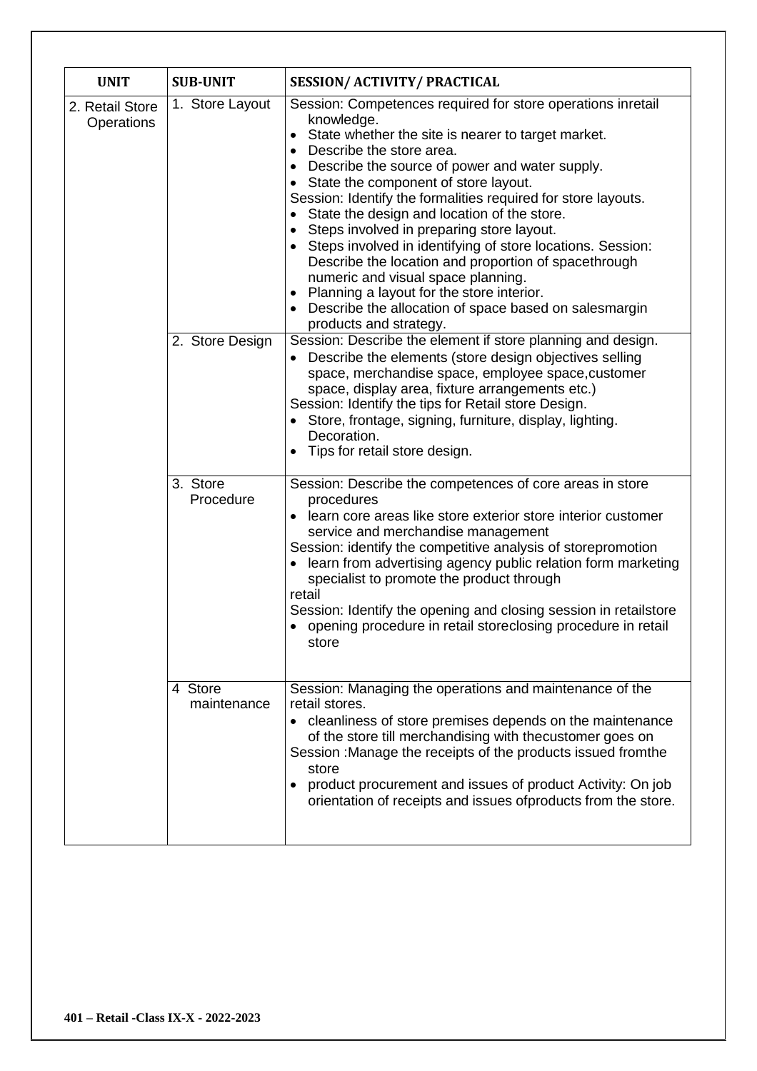| UNIT | SUB-UNIT | SESSION/ ACTIVITY/ PRACTICAL |
|---|---|---|
| 2. Retail Store Operations | 1. Store Layout | Session: Competences required for store operations inretail knowledge.<br>• State whether the site is nearer to target market.<br>• Describe the store area.<br>• Describe the source of power and water supply.<br>• State the component of store layout.<br>Session: Identify the formalities required for store layouts.<br>• State the design and location of the store.<br>• Steps involved in preparing store layout.<br>• Steps involved in identifying of store locations. Session: Describe the location and proportion of spacethrough numeric and visual space planning.<br>• Planning a layout for the store interior.<br>• Describe the allocation of space based on salesmargin products and strategy. |
| | 2. Store Design | Session: Describe the element if store planning and design.<br>• Describe the elements (store design objectives selling space, merchandise space, employee space,customer space, display area, fixture arrangements etc.)<br>Session: Identify the tips for Retail store Design.<br>• Store, frontage, signing, furniture, display, lighting. Decoration.<br>• Tips for retail store design. |
| | 3. Store Procedure | Session: Describe the competences of core areas in store procedures<br>• learn core areas like store exterior store interior customer service and merchandise management<br>Session: identify the competitive analysis of storepromotion<br>• learn from advertising agency public relation form marketing specialist to promote the product through retail<br>Session: Identify the opening and closing session in retailstore<br>• opening procedure in retail storeclosing procedure in retail store |
| | 4 Store maintenance | Session: Managing the operations and maintenance of the retail stores.<br>• cleanliness of store premises depends on the maintenance of the store till merchandising with thecustomer goes on<br>Session :Manage the receipts of the products issued fromthe store<br>• product procurement and issues of product Activity: On job orientation of receipts and issues ofproducts from the store. |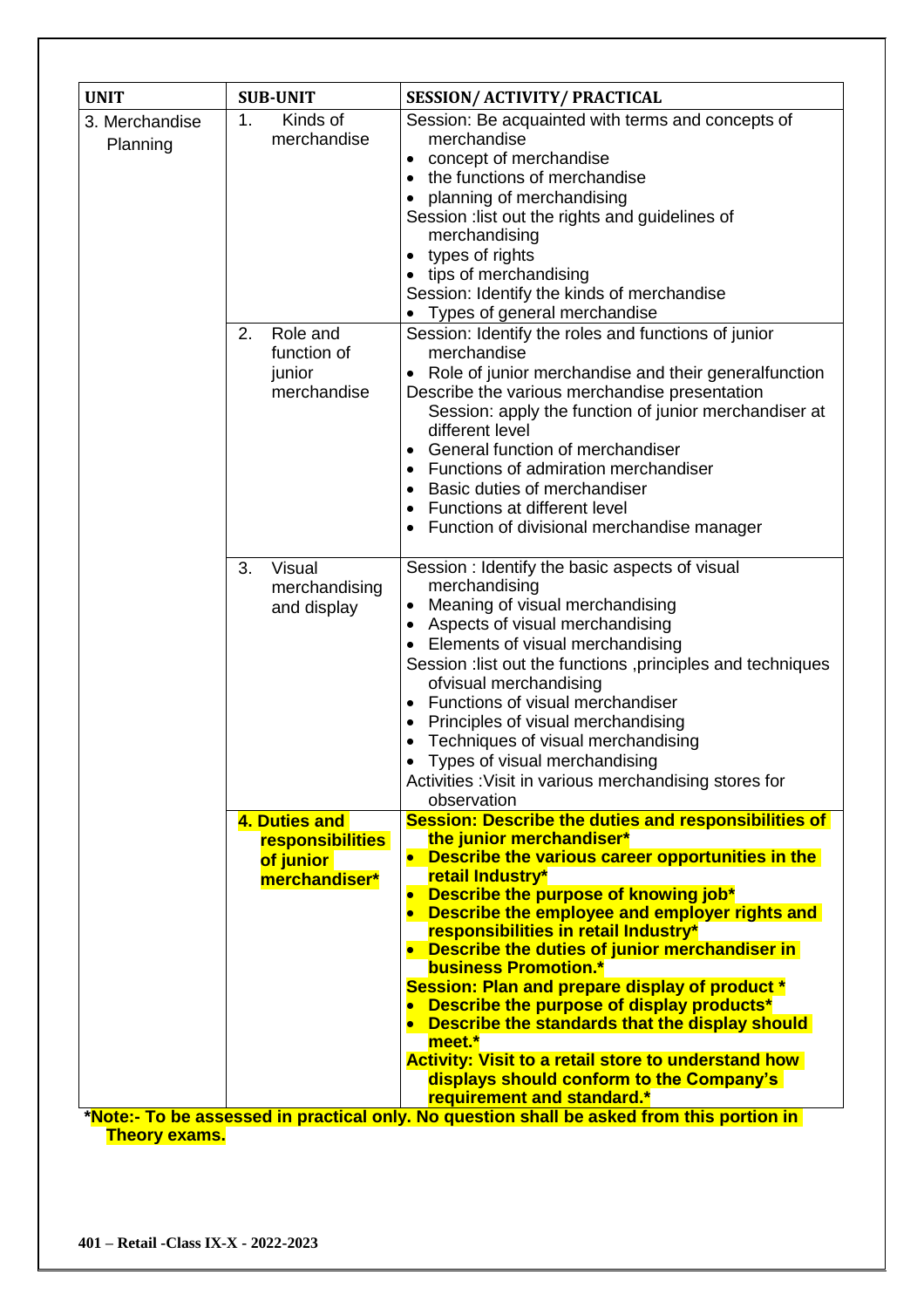| UNIT | SUB-UNIT | SESSION/ ACTIVITY/ PRACTICAL |
|---|---|---|
| 3. Merchandise Planning | 1. Kinds of merchandise | Session: Be acquainted with terms and concepts of merchandise<br>• concept of merchandise<br>• the functions of merchandise<br>• planning of merchandising<br>Session :list out the rights and guidelines of merchandising<br>• types of rights<br>• tips of merchandising<br>Session: Identify the kinds of merchandise<br>• Types of general merchandise |
| | 2. Role and function of junior merchandise | Session: Identify the roles and functions of junior merchandise<br>• Role of junior merchandise and their generalfunction<br>Describe the various merchandise presentation<br>Session: apply the function of junior merchandiser at different level<br>• General function of merchandiser<br>• Functions of admiration merchandiser<br>• Basic duties of merchandiser<br>• Functions at different level<br>• Function of divisional merchandise manager |
| | 3. Visual merchandising and display | Session : Identify the basic aspects of visual merchandising<br>• Meaning of visual merchandising<br>• Aspects of visual merchandising<br>• Elements of visual merchandising<br>Session :list out the functions ,principles and techniques ofvisual merchandising<br>• Functions of visual merchandiser<br>• Principles of visual merchandising<br>• Techniques of visual merchandising<br>• Types of visual merchandising<br>Activities :Visit in various merchandising stores for observation |
| | **4. Duties and responsibilities of junior merchandiser*** | **Session: Describe the duties and responsibilities of the junior merchandiser***<br>• **Describe the various career opportunities in the retail Industry***<br>• **Describe the purpose of knowing job***<br>• **Describe the employee and employer rights and responsibilities in retail Industry***<br>• **Describe the duties of junior merchandiser in business Promotion.***<br>**Session: Plan and prepare display of product ***<br>• **Describe the purpose of display products***<br>• **Describe the standards that the display should meet.***<br>**Activity: Visit to a retail store to understand how displays should conform to the Company's requirement and standard.*** |

***Note:- To be assessed in practical only. No question shall be asked from this portion in Theory exams.**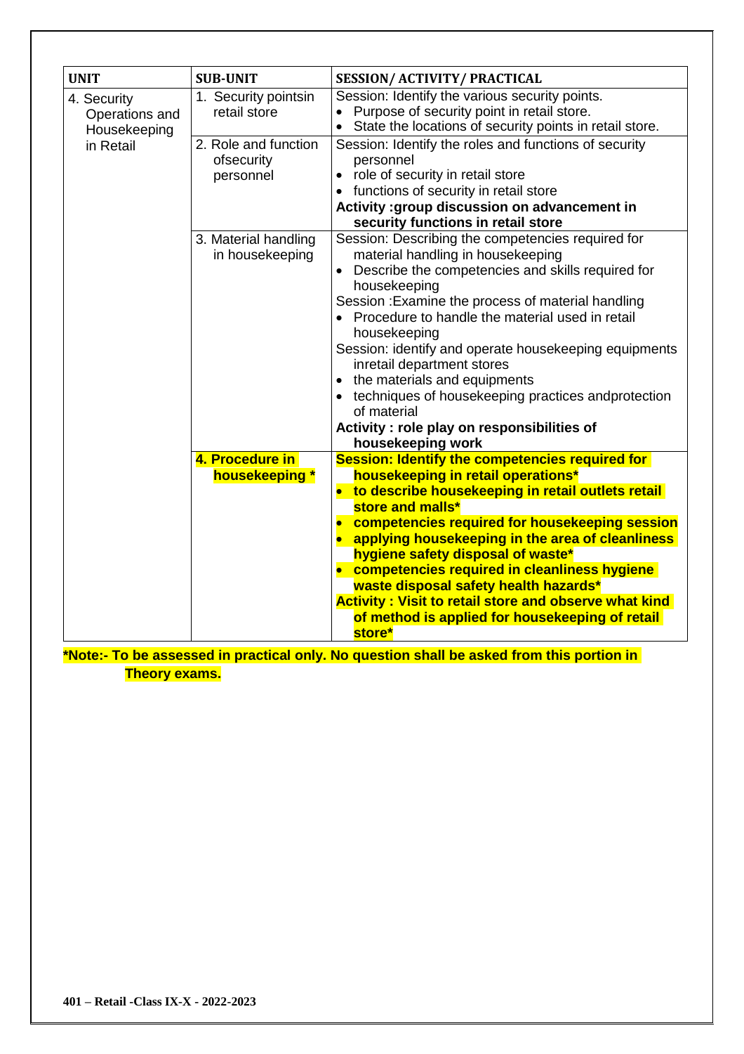| UNIT | SUB-UNIT | SESSION/ ACTIVITY/ PRACTICAL |
|---|---|---|
| 4. Security Operations and Housekeeping in Retail | 1. Security pointsin retail store | Session: Identify the various security points.<br>• Purpose of security point in retail store.<br>• State the locations of security points in retail store. |
| | 2. Role and function ofsecurity personnel | Session: Identify the roles and functions of security personnel<br>• role of security in retail store<br>• functions of security in retail store<br>**Activity :group discussion on advancement in security functions in retail store** |
| | 3. Material handling in housekeeping | Session: Describing the competencies required for material handling in housekeeping<br>• Describe the competencies and skills required for housekeeping<br>Session :Examine the process of material handling<br>• Procedure to handle the material used in retail housekeeping<br>Session: identify and operate housekeeping equipments inretail department stores<br>• the materials and equipments<br>• techniques of housekeeping practices andprotection of material<br>**Activity : role play on responsibilities of housekeeping work** |
| | **4. Procedure in housekeeping *** | **Session: Identify the competencies required for housekeeping in retail operations***<br>• **to describe housekeeping in retail outlets retail store and malls***<br>• **competencies required for housekeeping session**<br>• **applying housekeeping in the area of cleanliness hygiene safety disposal of waste***<br>• **competencies required in cleanliness hygiene waste disposal safety health hazards***<br>**Activity : Visit to retail store and observe what kind of method is applied for housekeeping of retail store*** |

**\*Note:- To be assessed in practical only. No question shall be asked from this portion in Theory exams.**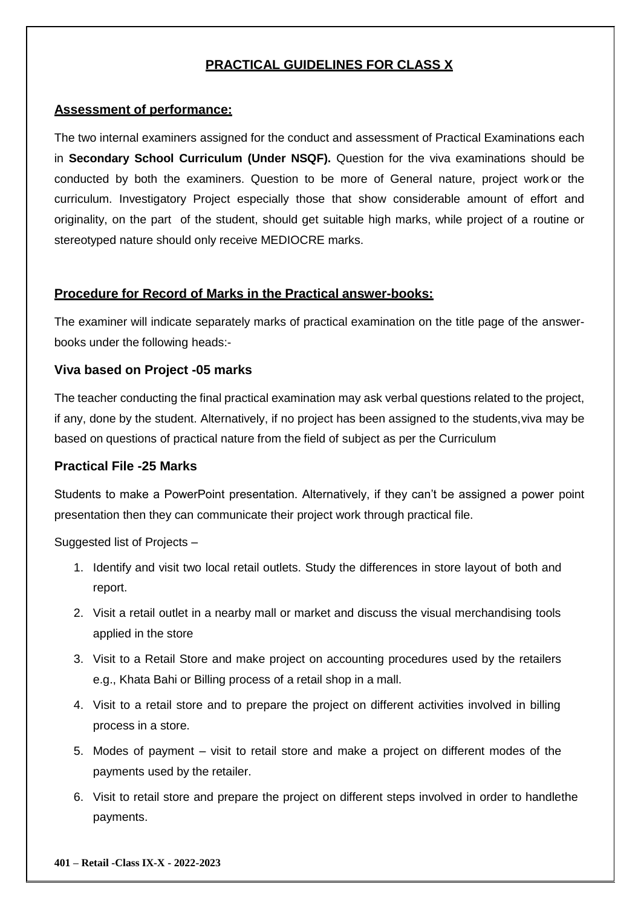# PRACTICAL GUIDELINES FOR CLASS X

## Assessment of performance:

The two internal examiners assigned for the conduct and assessment of Practical Examinations each in **Secondary School Curriculum (Under NSQF).** Question for the viva examinations should be conducted by both the examiners. Question to be more of General nature, project work or the curriculum. Investigatory Project especially those that show considerable amount of effort and originality, on the part of the student, should get suitable high marks, while project of a routine or stereotyped nature should only receive MEDIOCRE marks.

## Procedure for Record of Marks in the Practical answer-books:

The examiner will indicate separately marks of practical examination on the title page of the answer-books under the following heads:-

### Viva based on Project -05 marks

The teacher conducting the final practical examination may ask verbal questions related to the project, if any, done by the student. Alternatively, if no project has been assigned to the students, viva may be based on questions of practical nature from the field of subject as per the Curriculum

### Practical File -25 Marks

Students to make a PowerPoint presentation. Alternatively, if they can't be assigned a power point presentation then they can communicate their project work through practical file.

Suggested list of Projects –

1. Identify and visit two local retail outlets. Study the differences in store layout of both and report.
2. Visit a retail outlet in a nearby mall or market and discuss the visual merchandising tools applied in the store
3. Visit to a Retail Store and make project on accounting procedures used by the retailers e.g., Khata Bahi or Billing process of a retail shop in a mall.
4. Visit to a retail store and to prepare the project on different activities involved in billing process in a store.
5. Modes of payment – visit to retail store and make a project on different modes of the payments used by the retailer.
6. Visit to retail store and prepare the project on different steps involved in order to handlethe payments.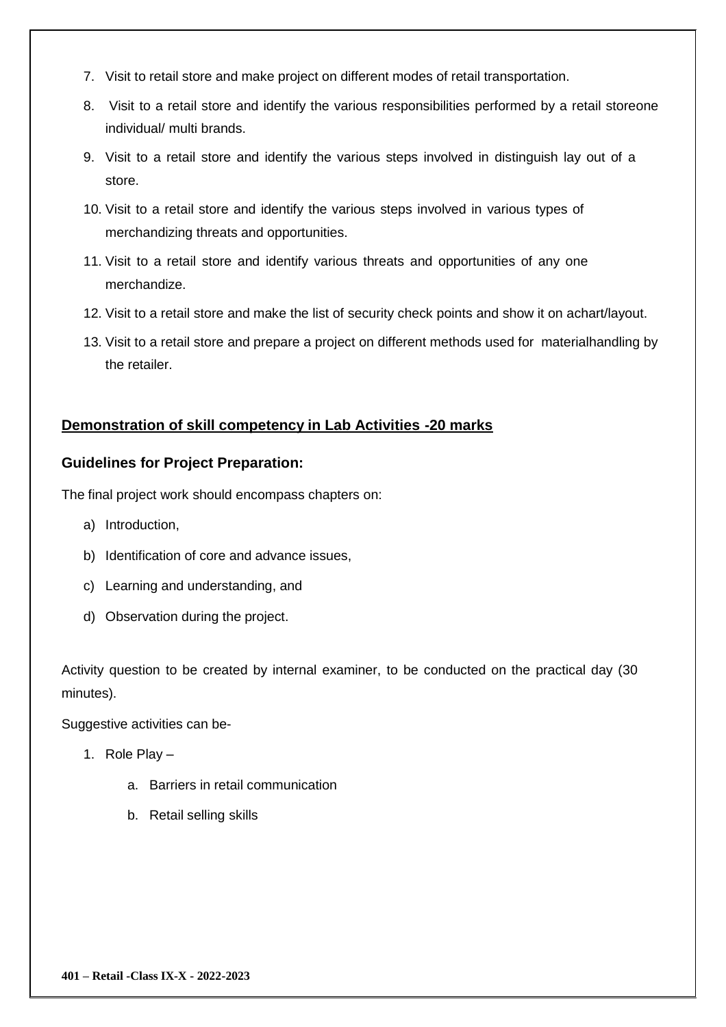7. Visit to retail store and make project on different modes of retail transportation.
8. Visit to a retail store and identify the various responsibilities performed by a retail storeone individual/ multi brands.
9. Visit to a retail store and identify the various steps involved in distinguish lay out of a store.
10. Visit to a retail store and identify the various steps involved in various types of merchandizing threats and opportunities.
11. Visit to a retail store and identify various threats and opportunities of any one merchandize.
12. Visit to a retail store and make the list of security check points and show it on achart/layout.
13. Visit to a retail store and prepare a project on different methods used for materialhandling by the retailer.

**Demonstration of skill competency in Lab Activities -20 marks**

### Guidelines for Project Preparation:

The final project work should encompass chapters on:

a) Introduction,
b) Identification of core and advance issues,
c) Learning and understanding, and
d) Observation during the project.

Activity question to be created by internal examiner, to be conducted on the practical day (30 minutes).

Suggestive activities can be-

1. Role Play –
    a. Barriers in retail communication
    b. Retail selling skills